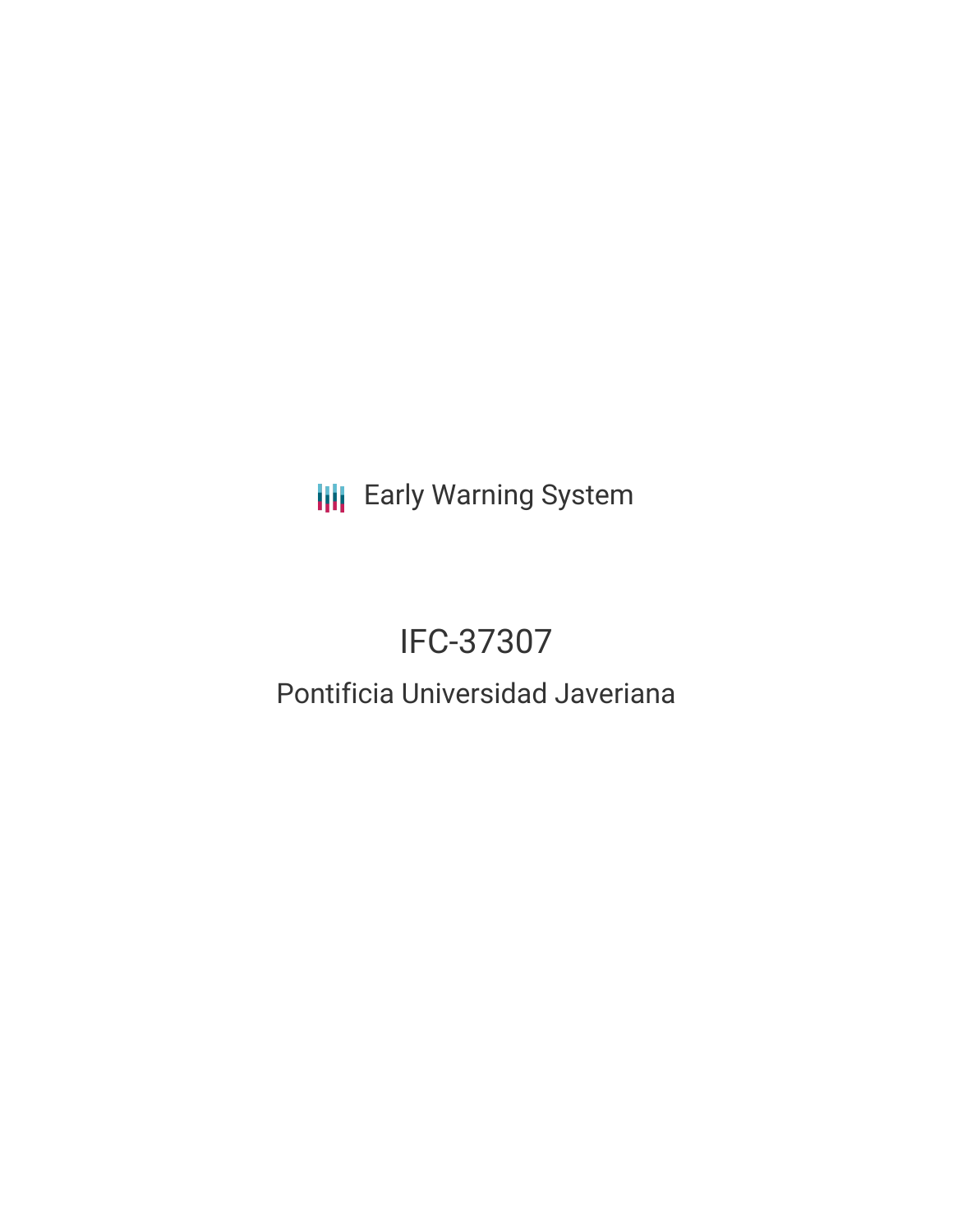Early Warning System

# IFC-37307

## Pontificia Universidad Javeriana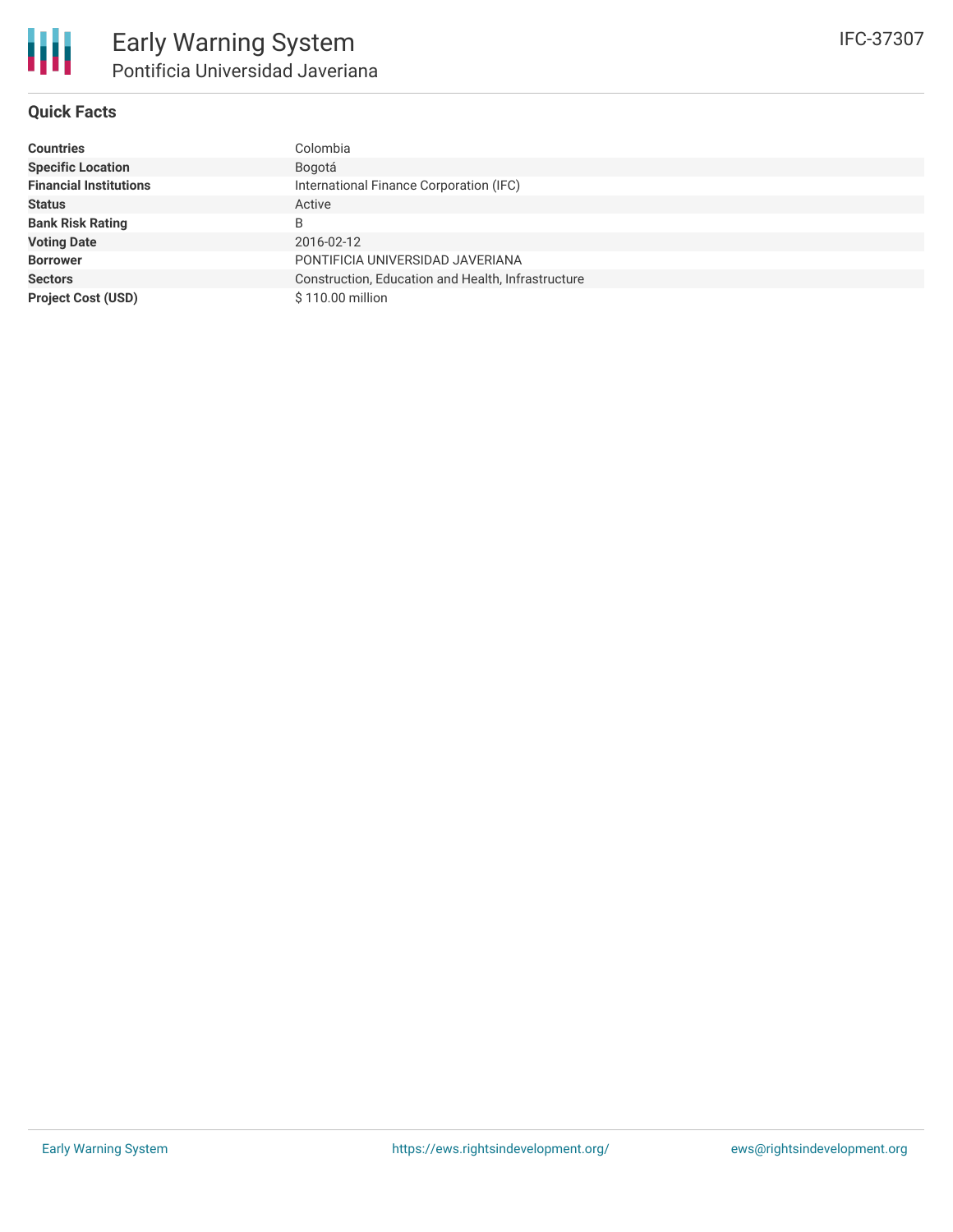## Quick Facts

| | |
|---|---|
| **Countries** | Colombia |
| **Specific Location** | Bogotá |
| **Financial Institutions** | International Finance Corporation (IFC) |
| **Status** | Active |
| **Bank Risk Rating** | B |
| **Voting Date** | 2016-02-12 |
| **Borrower** | PONTIFICIA UNIVERSIDAD JAVERIANA |
| **Sectors** | Construction, Education and Health, Infrastructure |
| **Project Cost (USD)** | $ 110.00 million |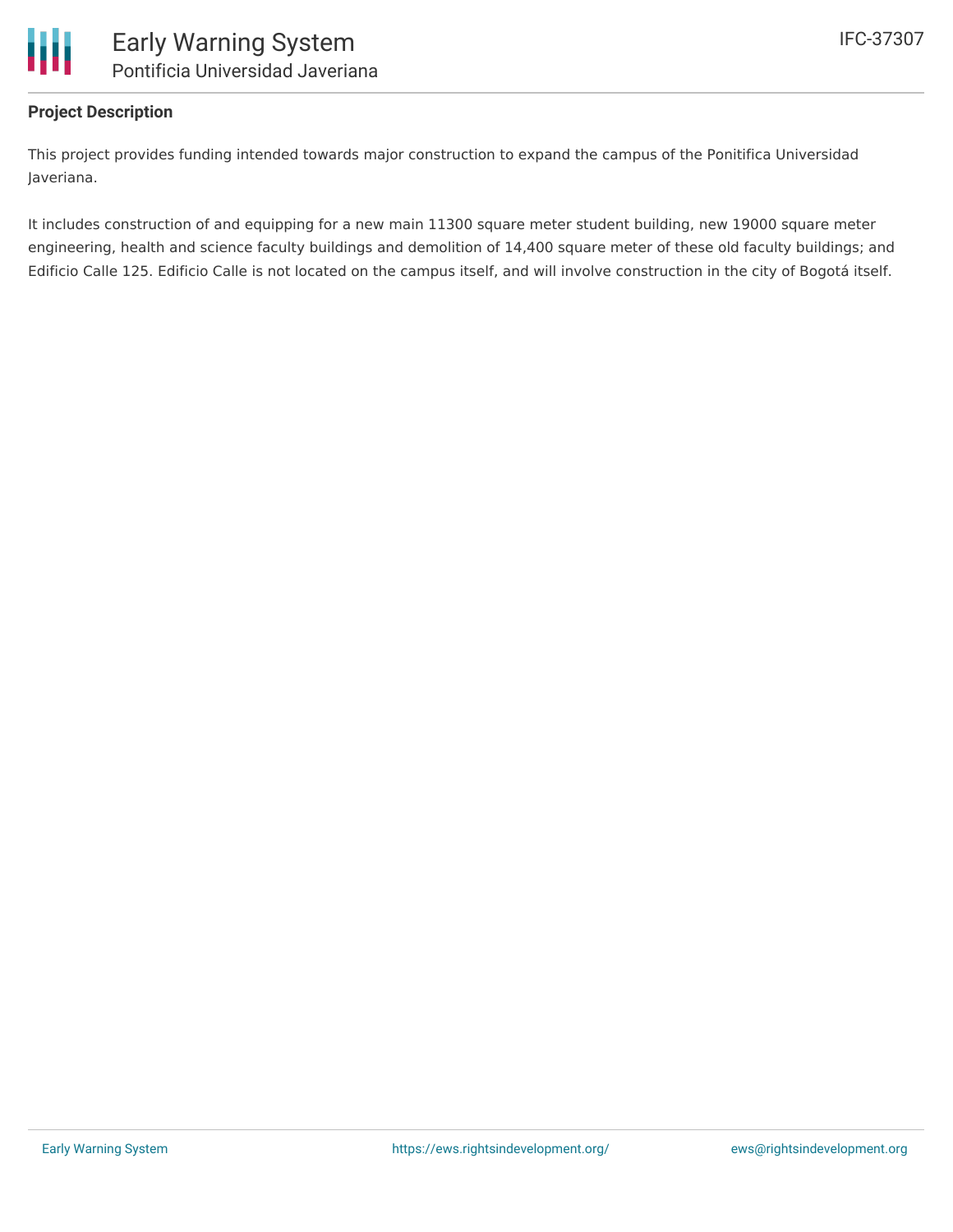## Project Description

This project provides funding intended towards major construction to expand the campus of the Ponitifica Universidad Javeriana.

It includes construction of and equipping for a new main 11300 square meter student building, new 19000 square meter engineering, health and science faculty buildings and demolition of 14,400 square meter of these old faculty buildings; and Edificio Calle 125. Edificio Calle is not located on the campus itself, and will involve construction in the city of Bogotá itself.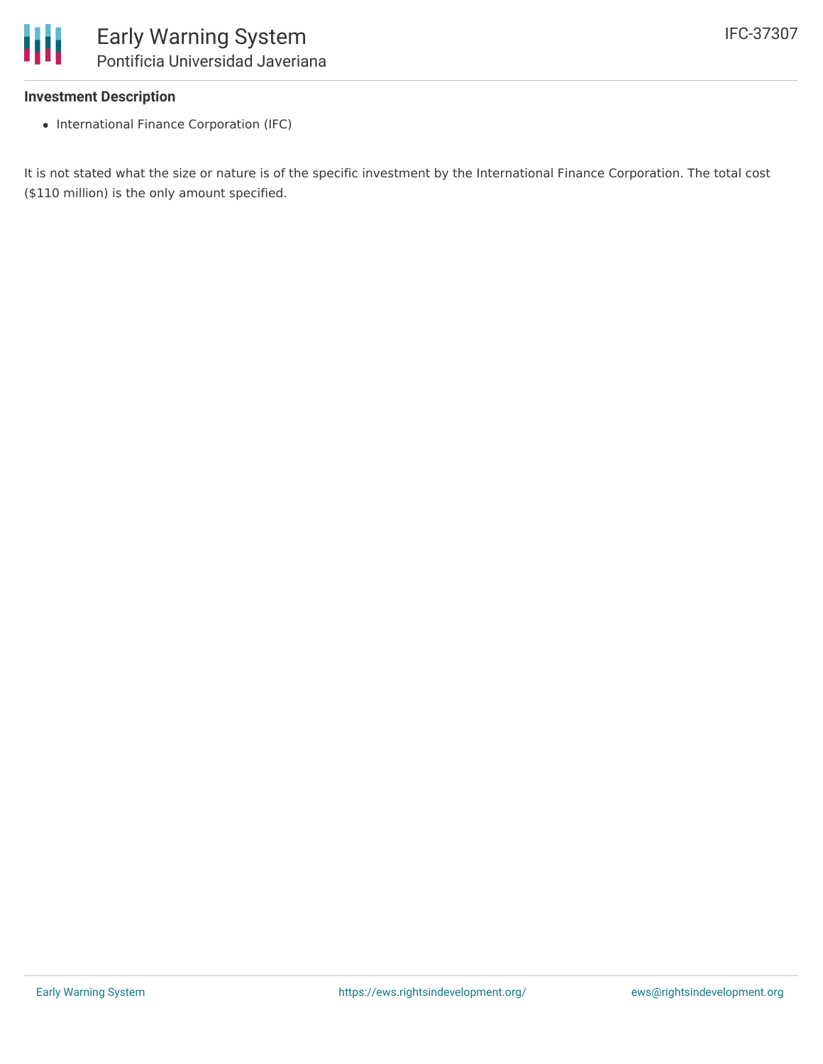### Investment Description

- International Finance Corporation (IFC)

It is not stated what the size or nature is of the specific investment by the International Finance Corporation. The total cost ($110 million) is the only amount specified.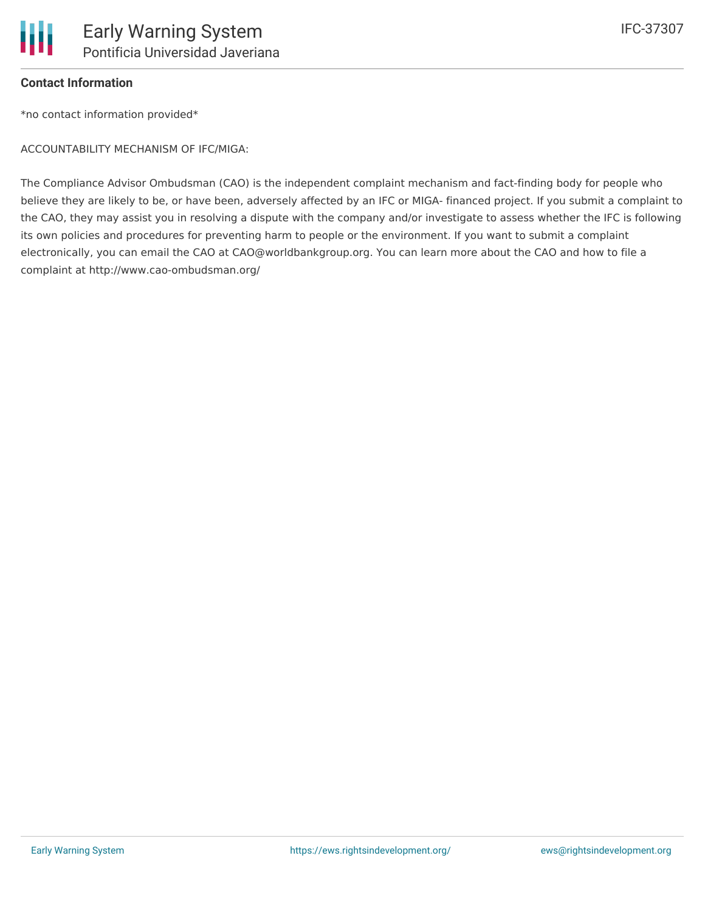**Contact Information**

*no contact information provided*

ACCOUNTABILITY MECHANISM OF IFC/MIGA:

The Compliance Advisor Ombudsman (CAO) is the independent complaint mechanism and fact-finding body for people who believe they are likely to be, or have been, adversely affected by an IFC or MIGA- financed project. If you submit a complaint to the CAO, they may assist you in resolving a dispute with the company and/or investigate to assess whether the IFC is following its own policies and procedures for preventing harm to people or the environment. If you want to submit a complaint electronically, you can email the CAO at CAO@worldbankgroup.org. You can learn more about the CAO and how to file a complaint at http://www.cao-ombudsman.org/